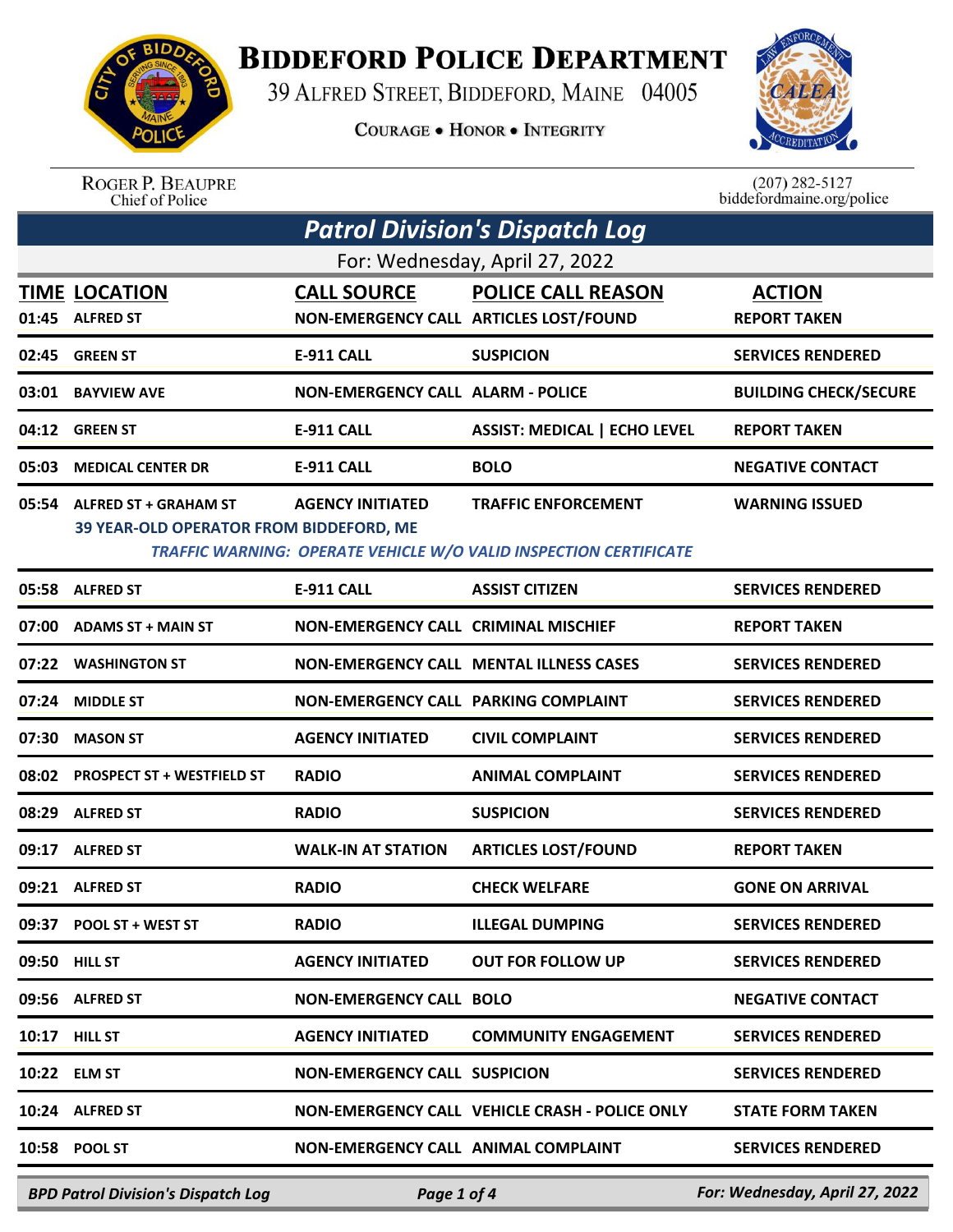# BIDDEFORD POLICE DEPARTMENT

39 ALFRED STREET, BIDDEFORD, MAINE 04005

COURAGE • HONOR • INTEGRITY

ROGER P. BEAUPRE
Chief of Police

(207) 282-5127
biddefordmaine.org/police

## *Patrol Division's Dispatch Log*

For: Wednesday, April 27, 2022

| TIME | LOCATION | CALL SOURCE | POLICE CALL REASON | ACTION |
|---|---|---|---|---|
| 01:45 | ALFRED ST | NON-EMERGENCY CALL | ARTICLES LOST/FOUND | REPORT TAKEN |
| 02:45 | GREEN ST | E-911 CALL | SUSPICION | SERVICES RENDERED |
| 03:01 | BAYVIEW AVE | NON-EMERGENCY CALL | ALARM - POLICE | BUILDING CHECK/SECURE |
| 04:12 | GREEN ST | E-911 CALL | ASSIST: MEDICAL \| ECHO LEVEL | REPORT TAKEN |
| 05:03 | MEDICAL CENTER DR | E-911 CALL | BOLO | NEGATIVE CONTACT |
| 05:54 | ALFRED ST + GRAHAM ST | AGENCY INITIATED | TRAFFIC ENFORCEMENT | WARNING ISSUED |
| | 39 YEAR-OLD OPERATOR FROM BIDDEFORD, ME | | | |
| | *TRAFFIC WARNING: OPERATE VEHICLE W/O VALID INSPECTION CERTIFICATE* | | | |
| 05:58 | ALFRED ST | E-911 CALL | ASSIST CITIZEN | SERVICES RENDERED |
| 07:00 | ADAMS ST + MAIN ST | NON-EMERGENCY CALL | CRIMINAL MISCHIEF | REPORT TAKEN |
| 07:22 | WASHINGTON ST | NON-EMERGENCY CALL | MENTAL ILLNESS CASES | SERVICES RENDERED |
| 07:24 | MIDDLE ST | NON-EMERGENCY CALL | PARKING COMPLAINT | SERVICES RENDERED |
| 07:30 | MASON ST | AGENCY INITIATED | CIVIL COMPLAINT | SERVICES RENDERED |
| 08:02 | PROSPECT ST + WESTFIELD ST | RADIO | ANIMAL COMPLAINT | SERVICES RENDERED |
| 08:29 | ALFRED ST | RADIO | SUSPICION | SERVICES RENDERED |
| 09:17 | ALFRED ST | WALK-IN AT STATION | ARTICLES LOST/FOUND | REPORT TAKEN |
| 09:21 | ALFRED ST | RADIO | CHECK WELFARE | GONE ON ARRIVAL |
| 09:37 | POOL ST + WEST ST | RADIO | ILLEGAL DUMPING | SERVICES RENDERED |
| 09:50 | HILL ST | AGENCY INITIATED | OUT FOR FOLLOW UP | SERVICES RENDERED |
| 09:56 | ALFRED ST | NON-EMERGENCY CALL | BOLO | NEGATIVE CONTACT |
| 10:17 | HILL ST | AGENCY INITIATED | COMMUNITY ENGAGEMENT | SERVICES RENDERED |
| 10:22 | ELM ST | NON-EMERGENCY CALL | SUSPICION | SERVICES RENDERED |
| 10:24 | ALFRED ST | NON-EMERGENCY CALL | VEHICLE CRASH - POLICE ONLY | STATE FORM TAKEN |
| 10:58 | POOL ST | NON-EMERGENCY CALL | ANIMAL COMPLAINT | SERVICES RENDERED |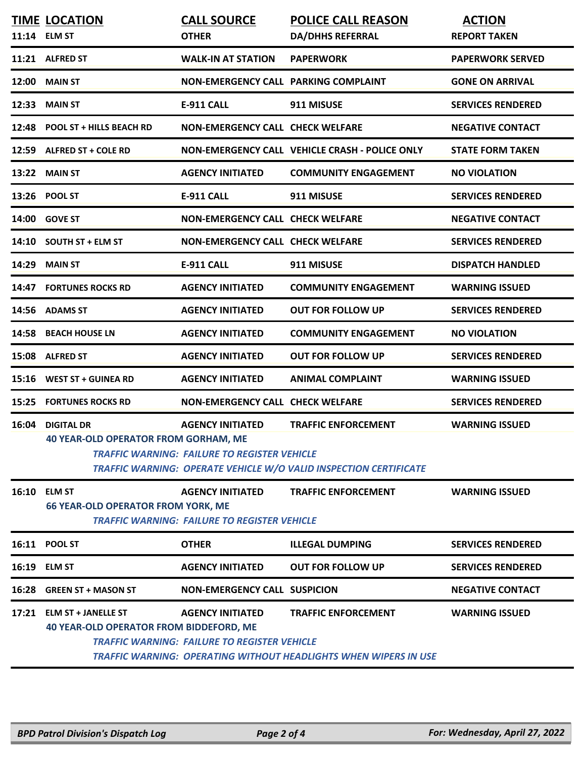| TIME | LOCATION | CALL SOURCE | POLICE CALL REASON | ACTION |
|---|---|---|---|---|
| 11:14 | ELM ST | OTHER | DA/DHHS REFERRAL | REPORT TAKEN |
| 11:21 | ALFRED ST | WALK-IN AT STATION | PAPERWORK | PAPERWORK SERVED |
| 12:00 | MAIN ST | NON-EMERGENCY CALL | PARKING COMPLAINT | GONE ON ARRIVAL |
| 12:33 | MAIN ST | E-911 CALL | 911 MISUSE | SERVICES RENDERED |
| 12:48 | POOL ST + HILLS BEACH RD | NON-EMERGENCY CALL | CHECK WELFARE | NEGATIVE CONTACT |
| 12:59 | ALFRED ST + COLE RD | NON-EMERGENCY CALL | VEHICLE CRASH - POLICE ONLY | STATE FORM TAKEN |
| 13:22 | MAIN ST | AGENCY INITIATED | COMMUNITY ENGAGEMENT | NO VIOLATION |
| 13:26 | POOL ST | E-911 CALL | 911 MISUSE | SERVICES RENDERED |
| 14:00 | GOVE ST | NON-EMERGENCY CALL | CHECK WELFARE | NEGATIVE CONTACT |
| 14:10 | SOUTH ST + ELM ST | NON-EMERGENCY CALL | CHECK WELFARE | SERVICES RENDERED |
| 14:29 | MAIN ST | E-911 CALL | 911 MISUSE | DISPATCH HANDLED |
| 14:47 | FORTUNES ROCKS RD | AGENCY INITIATED | COMMUNITY ENGAGEMENT | WARNING ISSUED |
| 14:56 | ADAMS ST | AGENCY INITIATED | OUT FOR FOLLOW UP | SERVICES RENDERED |
| 14:58 | BEACH HOUSE LN | AGENCY INITIATED | COMMUNITY ENGAGEMENT | NO VIOLATION |
| 15:08 | ALFRED ST | AGENCY INITIATED | OUT FOR FOLLOW UP | SERVICES RENDERED |
| 15:16 | WEST ST + GUINEA RD | AGENCY INITIATED | ANIMAL COMPLAINT | WARNING ISSUED |
| 15:25 | FORTUNES ROCKS RD | NON-EMERGENCY CALL | CHECK WELFARE | SERVICES RENDERED |
| 16:04 | DIGITAL DR<br>40 YEAR-OLD OPERATOR FROM GORHAM, ME<br>*TRAFFIC WARNING: FAILURE TO REGISTER VEHICLE*<br>*TRAFFIC WARNING: OPERATE VEHICLE W/O VALID INSPECTION CERTIFICATE* | AGENCY INITIATED | TRAFFIC ENFORCEMENT | WARNING ISSUED |
| 16:10 | ELM ST<br>66 YEAR-OLD OPERATOR FROM YORK, ME<br>*TRAFFIC WARNING: FAILURE TO REGISTER VEHICLE* | AGENCY INITIATED | TRAFFIC ENFORCEMENT | WARNING ISSUED |
| 16:11 | POOL ST | OTHER | ILLEGAL DUMPING | SERVICES RENDERED |
| 16:19 | ELM ST | AGENCY INITIATED | OUT FOR FOLLOW UP | SERVICES RENDERED |
| 16:28 | GREEN ST + MASON ST | NON-EMERGENCY CALL | SUSPICION | NEGATIVE CONTACT |
| 17:21 | ELM ST + JANELLE ST<br>40 YEAR-OLD OPERATOR FROM BIDDEFORD, ME<br>*TRAFFIC WARNING: FAILURE TO REGISTER VEHICLE*<br>*TRAFFIC WARNING: OPERATING WITHOUT HEADLIGHTS WHEN WIPERS IN USE* | AGENCY INITIATED | TRAFFIC ENFORCEMENT | WARNING ISSUED |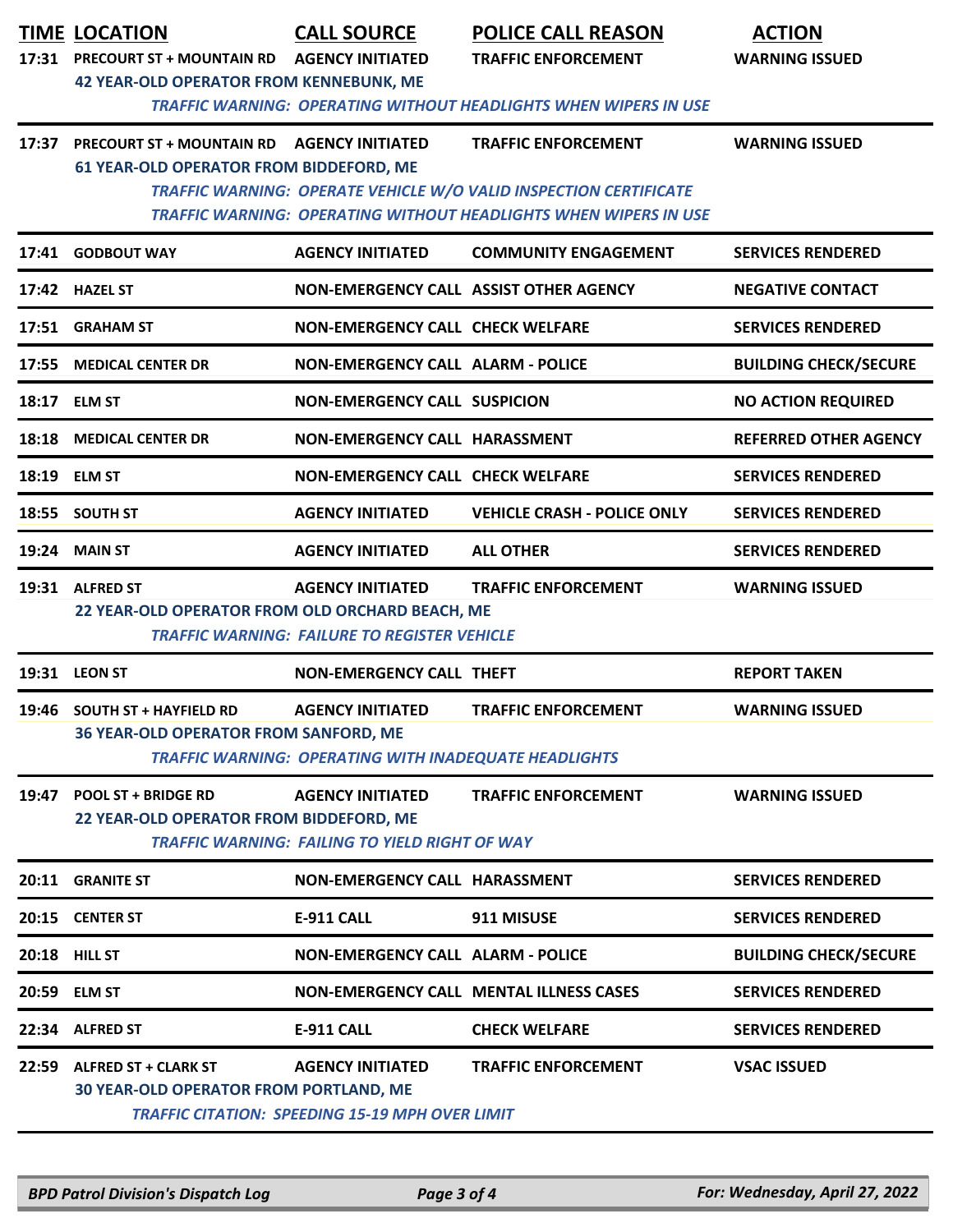| TIME | LOCATION | CALL SOURCE | POLICE CALL REASON | ACTION |
|---|---|---|---|---|
| 17:31 | PRECOURT ST + MOUNTAIN RD | AGENCY INITIATED | TRAFFIC ENFORCEMENT | WARNING ISSUED |
| | 42 YEAR-OLD OPERATOR FROM KENNEBUNK, ME | | | |
| | | TRAFFIC WARNING: OPERATING WITHOUT HEADLIGHTS WHEN WIPERS IN USE | | |
| 17:37 | PRECOURT ST + MOUNTAIN RD | AGENCY INITIATED | TRAFFIC ENFORCEMENT | WARNING ISSUED |
| | 61 YEAR-OLD OPERATOR FROM BIDDEFORD, ME | | | |
| | | TRAFFIC WARNING: OPERATE VEHICLE W/O VALID INSPECTION CERTIFICATE | | |
| | | TRAFFIC WARNING: OPERATING WITHOUT HEADLIGHTS WHEN WIPERS IN USE | | |
| 17:41 | GODBOUT WAY | AGENCY INITIATED | COMMUNITY ENGAGEMENT | SERVICES RENDERED |
| 17:42 | HAZEL ST | NON-EMERGENCY CALL | ASSIST OTHER AGENCY | NEGATIVE CONTACT |
| 17:51 | GRAHAM ST | NON-EMERGENCY CALL | CHECK WELFARE | SERVICES RENDERED |
| 17:55 | MEDICAL CENTER DR | NON-EMERGENCY CALL | ALARM - POLICE | BUILDING CHECK/SECURE |
| 18:17 | ELM ST | NON-EMERGENCY CALL | SUSPICION | NO ACTION REQUIRED |
| 18:18 | MEDICAL CENTER DR | NON-EMERGENCY CALL | HARASSMENT | REFERRED OTHER AGENCY |
| 18:19 | ELM ST | NON-EMERGENCY CALL | CHECK WELFARE | SERVICES RENDERED |
| 18:55 | SOUTH ST | AGENCY INITIATED | VEHICLE CRASH - POLICE ONLY | SERVICES RENDERED |
| 19:24 | MAIN ST | AGENCY INITIATED | ALL OTHER | SERVICES RENDERED |
| 19:31 | ALFRED ST | AGENCY INITIATED | TRAFFIC ENFORCEMENT | WARNING ISSUED |
| | 22 YEAR-OLD OPERATOR FROM OLD ORCHARD BEACH, ME | | | |
| | | TRAFFIC WARNING: FAILURE TO REGISTER VEHICLE | | |
| 19:31 | LEON ST | NON-EMERGENCY CALL | THEFT | REPORT TAKEN |
| 19:46 | SOUTH ST + HAYFIELD RD | AGENCY INITIATED | TRAFFIC ENFORCEMENT | WARNING ISSUED |
| | 36 YEAR-OLD OPERATOR FROM SANFORD, ME | | | |
| | | TRAFFIC WARNING: OPERATING WITH INADEQUATE HEADLIGHTS | | |
| 19:47 | POOL ST + BRIDGE RD | AGENCY INITIATED | TRAFFIC ENFORCEMENT | WARNING ISSUED |
| | 22 YEAR-OLD OPERATOR FROM BIDDEFORD, ME | | | |
| | | TRAFFIC WARNING: FAILING TO YIELD RIGHT OF WAY | | |
| 20:11 | GRANITE ST | NON-EMERGENCY CALL | HARASSMENT | SERVICES RENDERED |
| 20:15 | CENTER ST | E-911 CALL | 911 MISUSE | SERVICES RENDERED |
| 20:18 | HILL ST | NON-EMERGENCY CALL | ALARM - POLICE | BUILDING CHECK/SECURE |
| 20:59 | ELM ST | NON-EMERGENCY CALL | MENTAL ILLNESS CASES | SERVICES RENDERED |
| 22:34 | ALFRED ST | E-911 CALL | CHECK WELFARE | SERVICES RENDERED |
| 22:59 | ALFRED ST + CLARK ST | AGENCY INITIATED | TRAFFIC ENFORCEMENT | VSAC ISSUED |
| | 30 YEAR-OLD OPERATOR FROM PORTLAND, ME | | | |
| | | TRAFFIC CITATION: SPEEDING 15-19 MPH OVER LIMIT | | |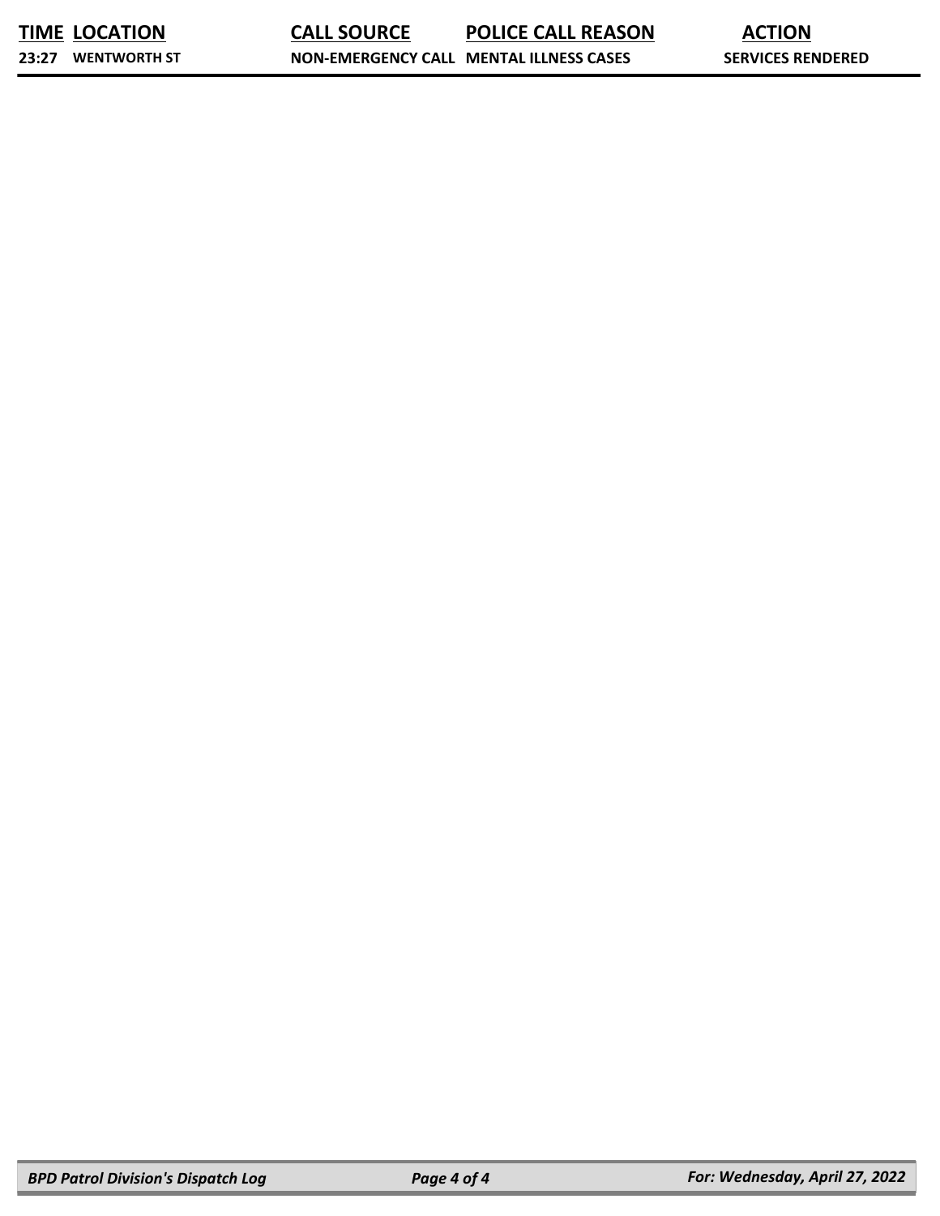| TIME | LOCATION | CALL SOURCE | POLICE CALL REASON | ACTION |
|---|---|---|---|---|
| 23:27 | WENTWORTH ST | NON-EMERGENCY CALL | MENTAL ILLNESS CASES | SERVICES RENDERED |